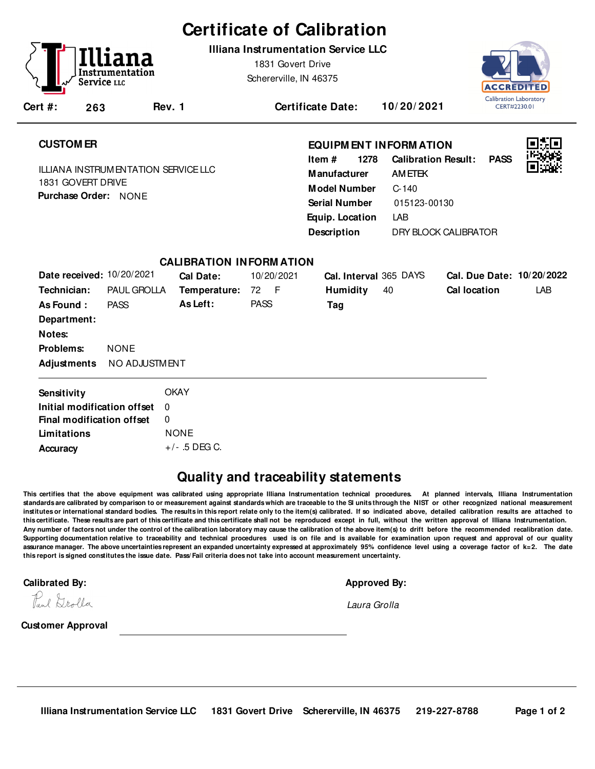# Certificate of Calibration

**Illiana Instrumentation Service LLC**
1831 Govert Drive
Schererville, IN 46375

ACCREDITED
Calibration Laboratory
CERT#2230.01

**Cert #:** 263 **Rev. 1** **Certificate Date:** 10/20/2021

## CUSTOMER

ILLIANA INSTRUMENTATION SERVICE LLC
1831 GOVERT DRIVE
**Purchase Order:** NONE

## EQUIPMENT INFORMATION

| | |
|---|---|
| **Item #** 1278 | **Calibration Result:** PASS |
| **Manufacturer** | AMETEK |
| **Model Number** | C-140 |
| **Serial Number** | 015123-00130 |
| **Equip. Location** | LAB |
| **Description** | DRY BLOCK CALIBRATOR |

## CALIBRATION INFORMATION

| | | | | | | | |
|---|---|---|---|---|---|---|---|
| **Date received:** | 10/20/2021 | **Cal Date:** | 10/20/2021 | **Cal. Interval** | 365 DAYS | **Cal. Due Date:** | 10/20/2022 |
| **Technician:** | PAUL GROLLA | **Temperature:** | 72 F | **Humidity** | 40 | **Cal location** | LAB |
| **As Found :** | PASS | **As Left:** | PASS | **Tag** | | | |

**Department:**
**Notes:**
**Problems:** NONE
**Adjustments** NO ADJUSTMENT

| | |
|---|---|
| **Sensitivity** | OKAY |
| **Initial modification offset** | 0 |
| **Final modification offset** | 0 |
| **Limitations** | NONE |
| **Accuracy** | +/- .5 DEG C. |

## Quality and traceability statements

This certifies that the above equipment was calibrated using appropriate Illiana Instrumentation technical procedures. At planned intervals, Illiana Instrumentation standards are calibrated by comparison to or measurement against standards which are traceable to the SI units through the NIST or other recognized national measurement institutes or international standard bodies. The results in this report relate only to the item(s) calibrated. If so indicated above, detailed calibration results are attached to this certificate. These results are part of this certificate and this certificate shall not be reproduced except in full, without the written approval of Illiana Instrumentation. Any number of factors not under the control of the calibration laboratory may cause the calibration of the above item(s) to drift before the recommended recalibration date. Supporting documentation relative to traceability and technical procedures used is on file and is available for examination upon request and approval of our quality assurance manager. The above uncertainties represent an expanded uncertainty expressed at approximately 95% confidence level using a coverage factor of k=2. The date this report is signed constitutes the issue date. Pass/Fail criteria does not take into account measurement uncertainty.

**Calibrated By:** Paul Grolla

**Approved By:** *Laura Grolla*

**Customer Approval** ______________________________

**Illiana Instrumentation Service LLC** 1831 Govert Drive Schererville, IN 46375 219-227-8788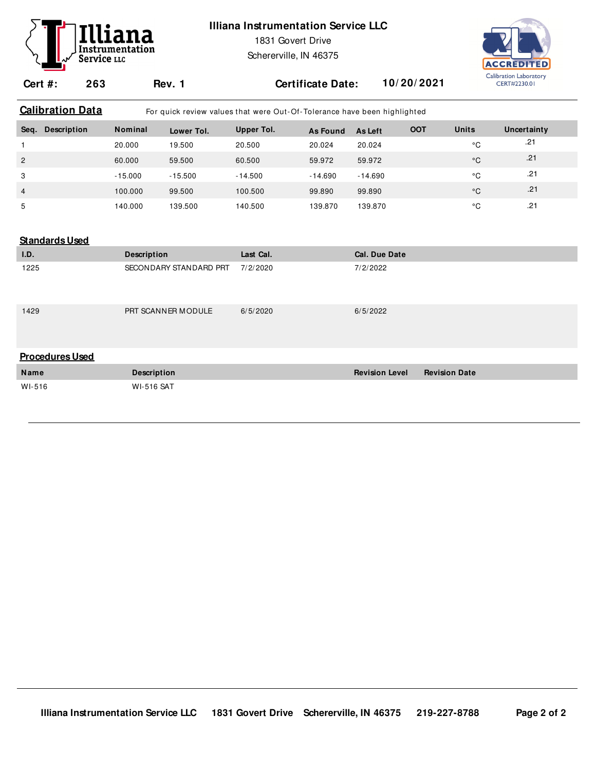**Illiana Instrumentation Service LLC**
1831 Govert Drive
Schererville, IN 46375

ACCREDITED
Calibration Laboratory
CERT#2230.01

**Cert #:** 263 **Rev.** 1 **Certificate Date:** 10/20/2021

## Calibration Data

For quick review values that were Out-Of-Tolerance have been highlighted

| Seq. | Description | Nominal | Lower Tol. | Upper Tol. | As Found | As Left | OOT | Units | Uncertainty |
|---|---|---|---|---|---|---|---|---|---|
| 1 | | 20.000 | 19.500 | 20.500 | 20.024 | 20.024 | | °C | .21 |
| 2 | | 60.000 | 59.500 | 60.500 | 59.972 | 59.972 | | °C | .21 |
| 3 | | -15.000 | -15.500 | -14.500 | -14.690 | -14.690 | | °C | .21 |
| 4 | | 100.000 | 99.500 | 100.500 | 99.890 | 99.890 | | °C | .21 |
| 5 | | 140.000 | 139.500 | 140.500 | 139.870 | 139.870 | | °C | .21 |

## Standards Used

| I.D. | Description | Last Cal. | Cal. Due Date |
|---|---|---|---|
| 1225 | SECONDARY STANDARD PRT | 7/2/2020 | 7/2/2022 |
| 1429 | PRT SCANNER MODULE | 6/5/2020 | 6/5/2022 |

## Procedures Used

| Name | Description | Revision Level | Revision Date |
|---|---|---|---|
| WI-516 | WI-516 SAT | | |

**Illiana Instrumentation Service LLC** **1831 Govert Drive** **Schererville, IN 46375** **219-227-8788**